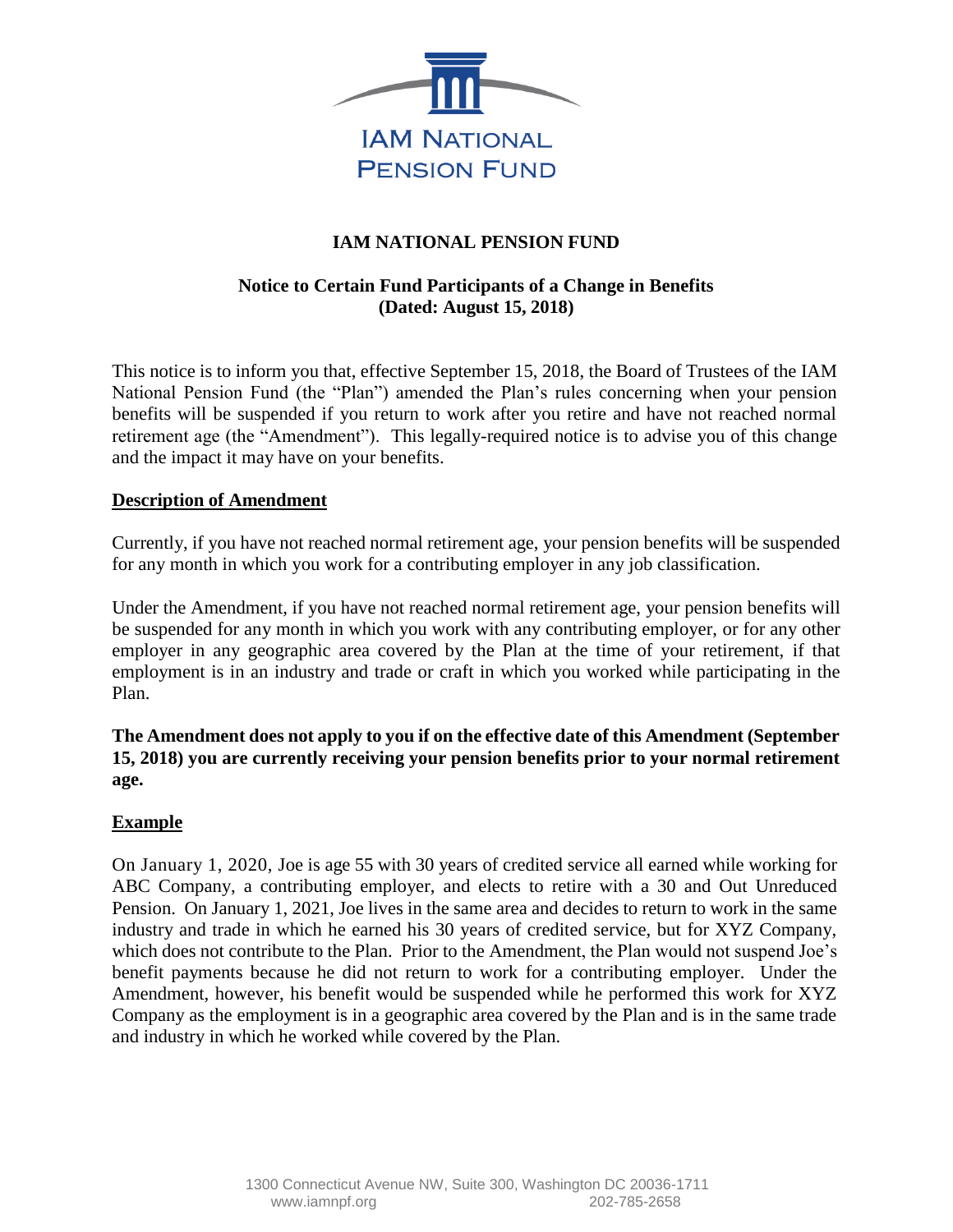IAM NATIONAL PENSION FUND

# IAM NATIONAL PENSION FUND

## Notice to Certain Fund Participants of a Change in Benefits (Dated: August 15, 2018)

This notice is to inform you that, effective September 15, 2018, the Board of Trustees of the IAM National Pension Fund (the "Plan") amended the Plan's rules concerning when your pension benefits will be suspended if you return to work after you retire and have not reached normal retirement age (the "Amendment"). This legally-required notice is to advise you of this change and the impact it may have on your benefits.

### Description of Amendment

Currently, if you have not reached normal retirement age, your pension benefits will be suspended for any month in which you work for a contributing employer in any job classification.

Under the Amendment, if you have not reached normal retirement age, your pension benefits will be suspended for any month in which you work with any contributing employer, or for any other employer in any geographic area covered by the Plan at the time of your retirement, if that employment is in an industry and trade or craft in which you worked while participating in the Plan.

**The Amendment does not apply to you if on the effective date of this Amendment (September 15, 2018) you are currently receiving your pension benefits prior to your normal retirement age.**

### Example

On January 1, 2020, Joe is age 55 with 30 years of credited service all earned while working for ABC Company, a contributing employer, and elects to retire with a 30 and Out Unreduced Pension. On January 1, 2021, Joe lives in the same area and decides to return to work in the same industry and trade in which he earned his 30 years of credited service, but for XYZ Company, which does not contribute to the Plan. Prior to the Amendment, the Plan would not suspend Joe's benefit payments because he did not return to work for a contributing employer. Under the Amendment, however, his benefit would be suspended while he performed this work for XYZ Company as the employment is in a geographic area covered by the Plan and is in the same trade and industry in which he worked while covered by the Plan.

1300 Connecticut Avenue NW, Suite 300, Washington DC 20036-1711
www.iamnpf.org 202-785-2658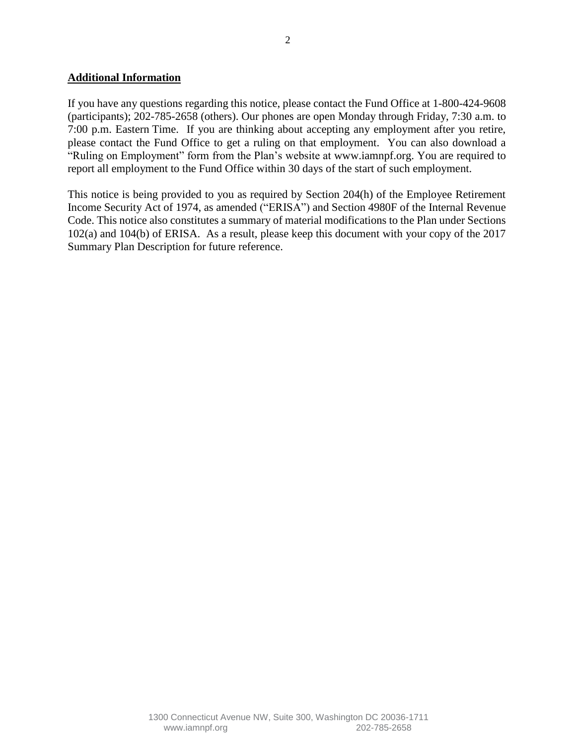**Additional Information**

If you have any questions regarding this notice, please contact the Fund Office at 1-800-424-9608 (participants); 202-785-2658 (others). Our phones are open Monday through Friday, 7:30 a.m. to 7:00 p.m. Eastern Time. If you are thinking about accepting any employment after you retire, please contact the Fund Office to get a ruling on that employment. You can also download a "Ruling on Employment" form from the Plan's website at www.iamnpf.org. You are required to report all employment to the Fund Office within 30 days of the start of such employment.

This notice is being provided to you as required by Section 204(h) of the Employee Retirement Income Security Act of 1974, as amended ("ERISA") and Section 4980F of the Internal Revenue Code. This notice also constitutes a summary of material modifications to the Plan under Sections 102(a) and 104(b) of ERISA. As a result, please keep this document with your copy of the 2017 Summary Plan Description for future reference.